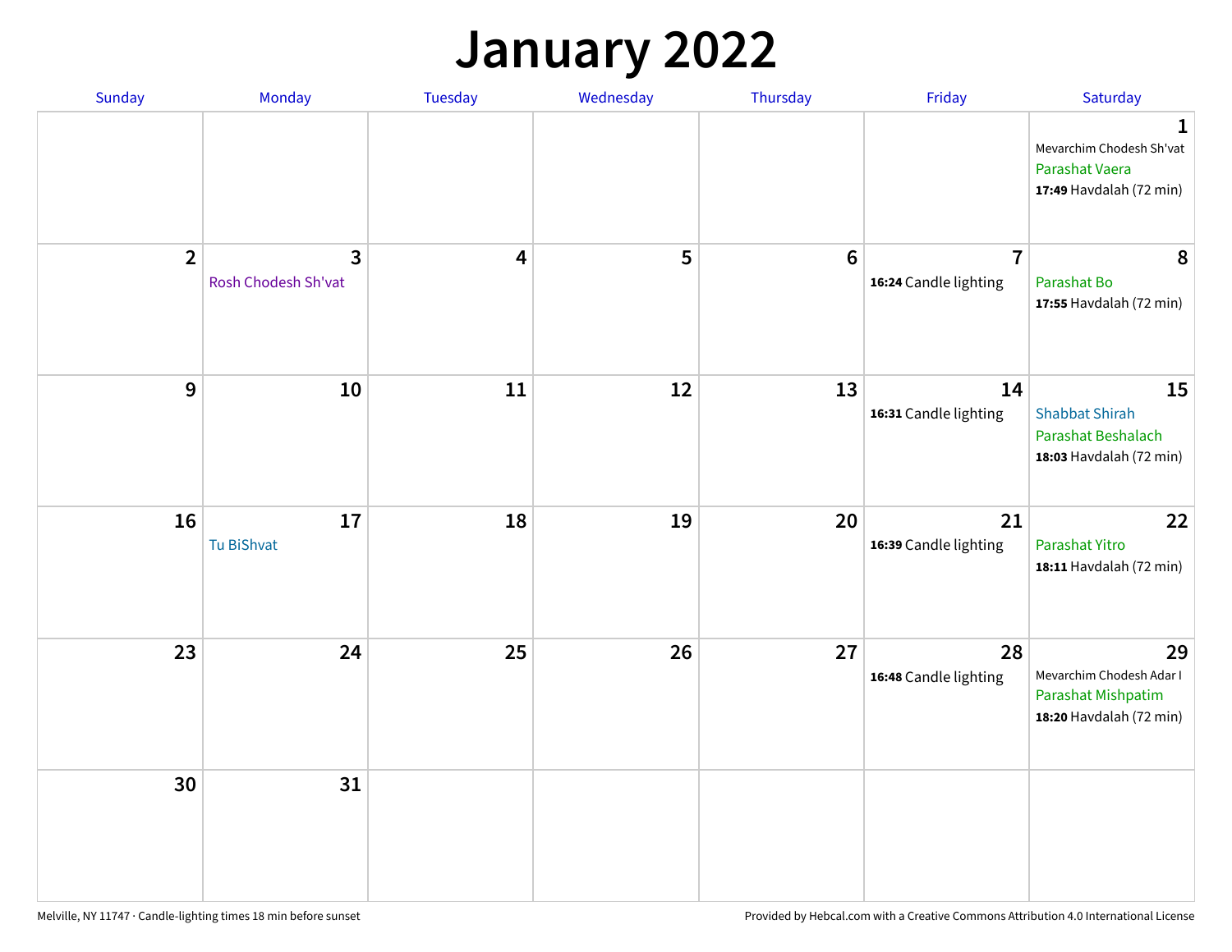# January 2022

| Sunday | Monday | Tuesday | Wednesday | Thursday | Friday | Saturday |
|---|---|---|---|---|---|---|
| | | | | | | **1** Mevarchim Chodesh Sh'vat<br>Parashat Vaera<br>**17:49** Havdalah (72 min) |
| **2** | **3** Rosh Chodesh Sh'vat | **4** | **5** | **6** | **7** **16:24** Candle lighting | **8** Parashat Bo<br>**17:55** Havdalah (72 min) |
| **9** | **10** | **11** | **12** | **13** | **14** **16:31** Candle lighting | **15** Shabbat Shirah<br>Parashat Beshalach<br>**18:03** Havdalah (72 min) |
| **16** | **17** Tu BiShvat | **18** | **19** | **20** | **21** **16:39** Candle lighting | **22** Parashat Yitro<br>**18:11** Havdalah (72 min) |
| **23** | **24** | **25** | **26** | **27** | **28** **16:48** Candle lighting | **29** Mevarchim Chodesh Adar I<br>Parashat Mishpatim<br>**18:20** Havdalah (72 min) |
| **30** | **31** | | | | | |

Melville, NY 11747 · Candle-lighting times 18 min before sunset

Provided by Hebcal.com with a Creative Commons Attribution 4.0 International License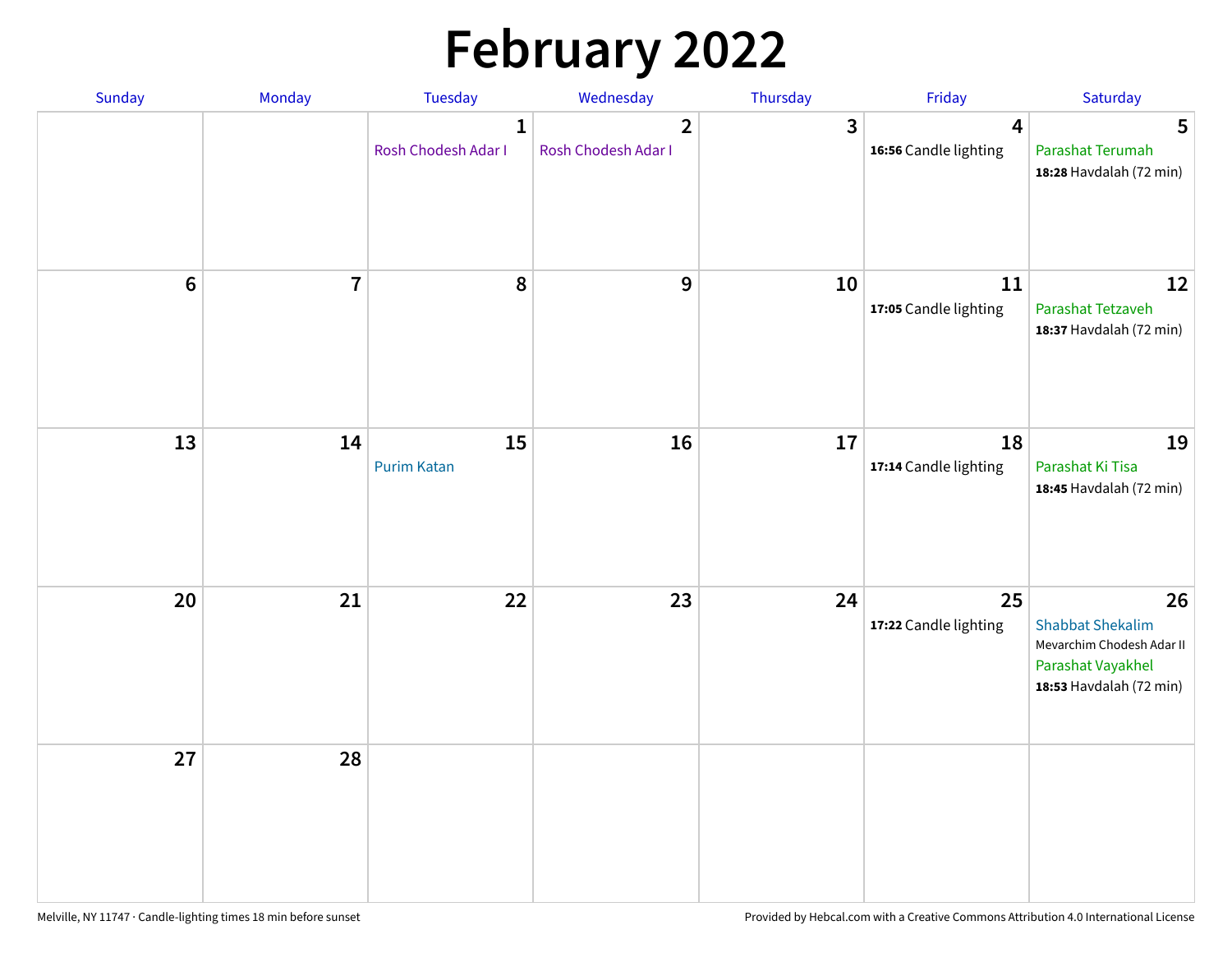# February 2022

| Sunday | Monday | Tuesday | Wednesday | Thursday | Friday | Saturday |
|---|---|---|---|---|---|---|
| | | 1 Rosh Chodesh Adar I | 2 Rosh Chodesh Adar I | 3 | 4 **16:56** Candle lighting | 5 Parashat Terumah **18:28** Havdalah (72 min) |
| 6 | 7 | 8 | 9 | 10 | 11 **17:05** Candle lighting | 12 Parashat Tetzaveh **18:37** Havdalah (72 min) |
| 13 | 14 | 15 Purim Katan | 16 | 17 | 18 **17:14** Candle lighting | 19 Parashat Ki Tisa **18:45** Havdalah (72 min) |
| 20 | 21 | 22 | 23 | 24 | 25 **17:22** Candle lighting | 26 Shabbat Shekalim Mevarchim Chodesh Adar II Parashat Vayakhel **18:53** Havdalah (72 min) |
| 27 | 28 | | | | | |

Melville, NY 11747 · Candle-lighting times 18 min before sunset

Provided by Hebcal.com with a Creative Commons Attribution 4.0 International License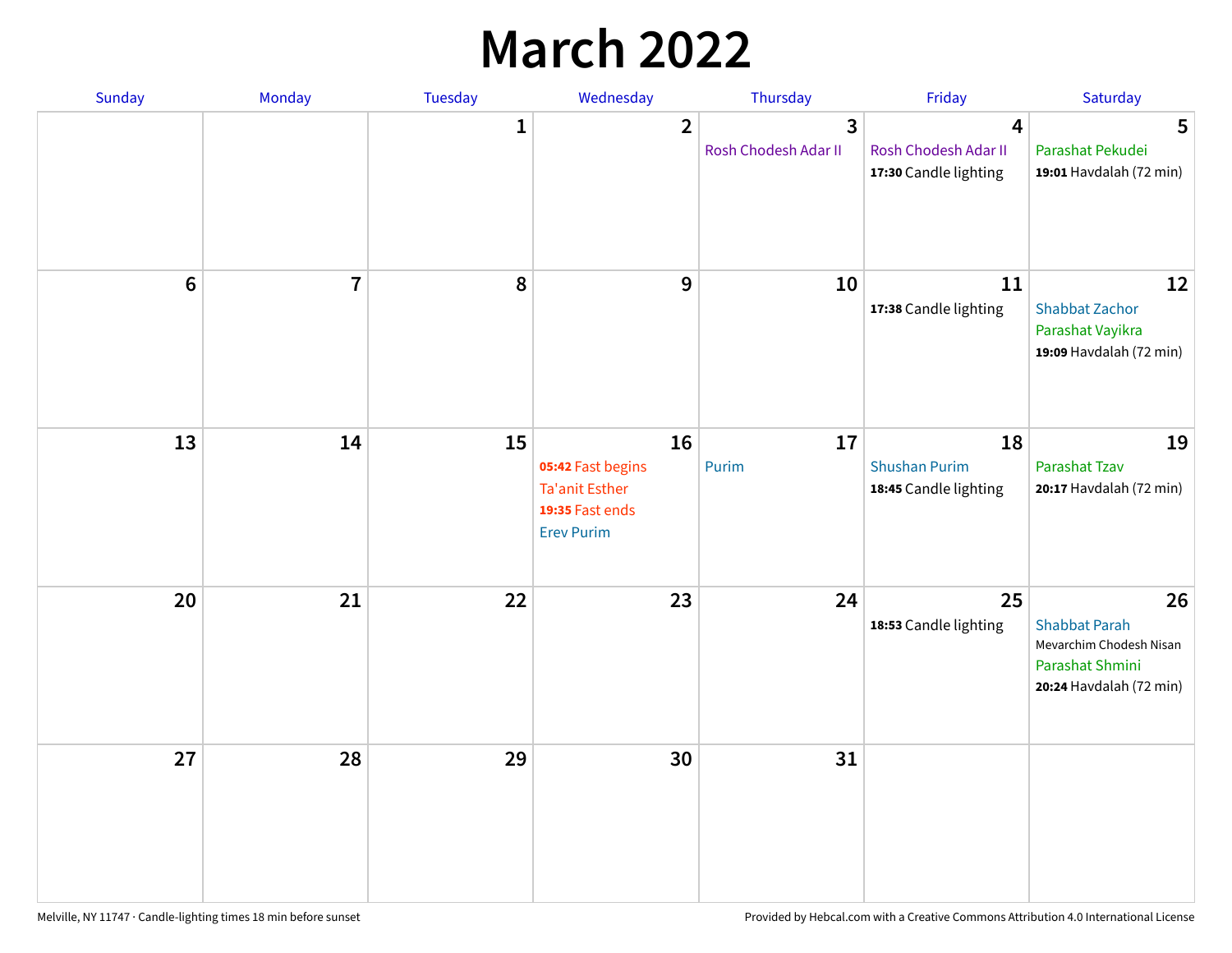# March 2022

| Sunday | Monday | Tuesday | Wednesday | Thursday | Friday | Saturday |
|---|---|---|---|---|---|---|
| | | 1 | 2 | 3<br>Rosh Chodesh Adar II | 4<br>Rosh Chodesh Adar II<br>**17:30** Candle lighting | 5<br>Parashat Pekudei<br>**19:01** Havdalah (72 min) |
| 6 | 7 | 8 | 9 | 10 | 11<br>**17:38** Candle lighting | 12<br>Shabbat Zachor<br>Parashat Vayikra<br>**19:09** Havdalah (72 min) |
| 13 | 14 | 15 | 16<br>**05:42** Fast begins<br>Ta'anit Esther<br>**19:35** Fast ends<br>Erev Purim | 17<br>Purim | 18<br>Shushan Purim<br>**18:45** Candle lighting | 19<br>Parashat Tzav<br>**20:17** Havdalah (72 min) |
| 20 | 21 | 22 | 23 | 24 | 25<br>**18:53** Candle lighting | 26<br>Shabbat Parah<br>Mevarchim Chodesh Nisan<br>Parashat Shmini<br>**20:24** Havdalah (72 min) |
| 27 | 28 | 29 | 30 | 31 | | |

Melville, NY 11747 · Candle-lighting times 18 min before sunset

Provided by Hebcal.com with a Creative Commons Attribution 4.0 International License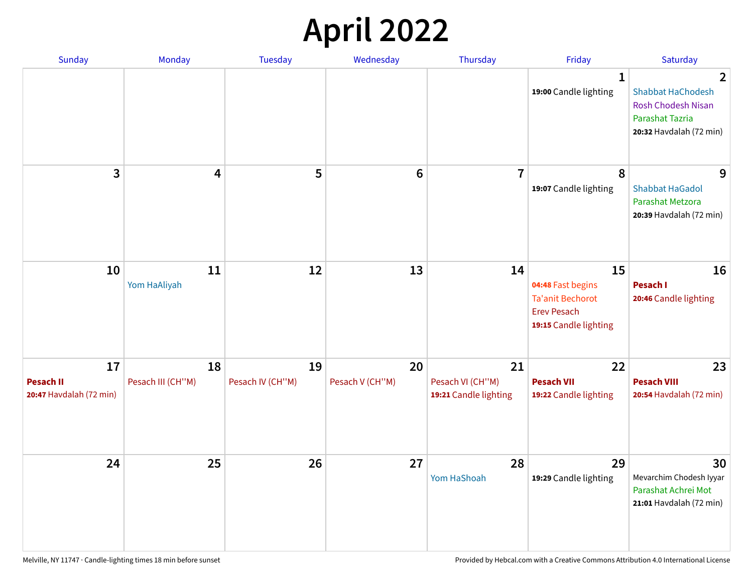# April 2022

| Sunday | Monday | Tuesday | Wednesday | Thursday | Friday | Saturday |
|---|---|---|---|---|---|---|
| | | | | | 1<br>**19:00** Candle lighting | 2<br>Shabbat HaChodesh<br>Rosh Chodesh Nisan<br>Parashat Tazria<br>**20:32** Havdalah (72 min) |
| 3 | 4 | 5 | 6 | 7 | 8<br>**19:07** Candle lighting | 9<br>Shabbat HaGadol<br>Parashat Metzora<br>**20:39** Havdalah (72 min) |
| 10 | 11<br>Yom HaAliyah | 12 | 13 | 14 | 15<br>**04:48** Fast begins<br>Ta'anit Bechorot<br>Erev Pesach<br>**19:15** Candle lighting | 16<br>**Pesach I**<br>**20:46** Candle lighting |
| 17<br>**Pesach II**<br>**20:47** Havdalah (72 min) | 18<br>Pesach III (CH''M) | 19<br>Pesach IV (CH''M) | 20<br>Pesach V (CH''M) | 21<br>Pesach VI (CH''M)<br>**19:21** Candle lighting | 22<br>**Pesach VII**<br>**19:22** Candle lighting | 23<br>**Pesach VIII**<br>**20:54** Havdalah (72 min) |
| 24 | 25 | 26 | 27 | 28<br>Yom HaShoah | 29<br>**19:29** Candle lighting | 30<br>Mevarchim Chodesh Iyyar<br>Parashat Achrei Mot<br>**21:01** Havdalah (72 min) |

Melville, NY 11747 · Candle-lighting times 18 min before sunset

Provided by Hebcal.com with a Creative Commons Attribution 4.0 International License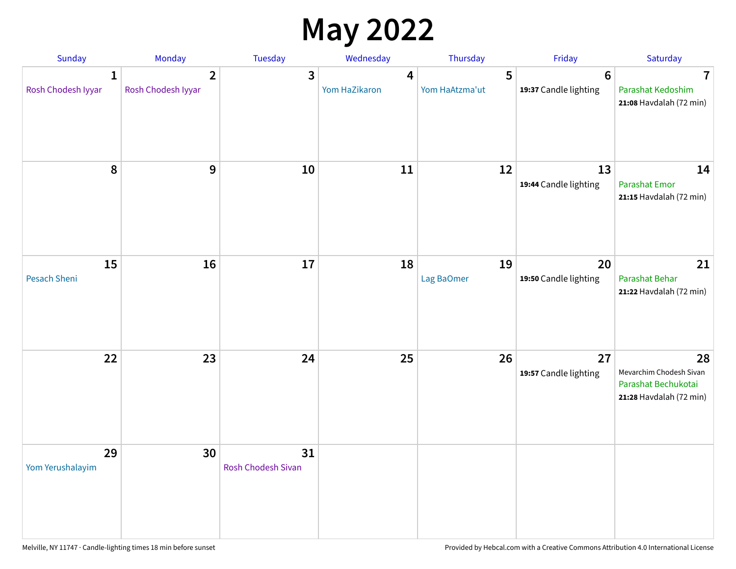# May 2022

| Sunday | Monday | Tuesday | Wednesday | Thursday | Friday | Saturday |
|---|---|---|---|---|---|---|
| **1** Rosh Chodesh Iyyar | **2** Rosh Chodesh Iyyar | **3** | **4** Yom HaZikaron | **5** Yom HaAtzma'ut | **6** **19:37** Candle lighting | **7** Parashat Kedoshim **21:08** Havdalah (72 min) |
| **8** | **9** | **10** | **11** | **12** | **13** **19:44** Candle lighting | **14** Parashat Emor **21:15** Havdalah (72 min) |
| **15** Pesach Sheni | **16** | **17** | **18** | **19** Lag BaOmer | **20** **19:50** Candle lighting | **21** Parashat Behar **21:22** Havdalah (72 min) |
| **22** | **23** | **24** | **25** | **26** | **27** **19:57** Candle lighting | **28** Mevarchim Chodesh Sivan Parashat Bechukotai **21:28** Havdalah (72 min) |
| **29** Yom Yerushalayim | **30** | **31** Rosh Chodesh Sivan | | | | |

Melville, NY 11747 · Candle-lighting times 18 min before sunset

Provided by Hebcal.com with a Creative Commons Attribution 4.0 International License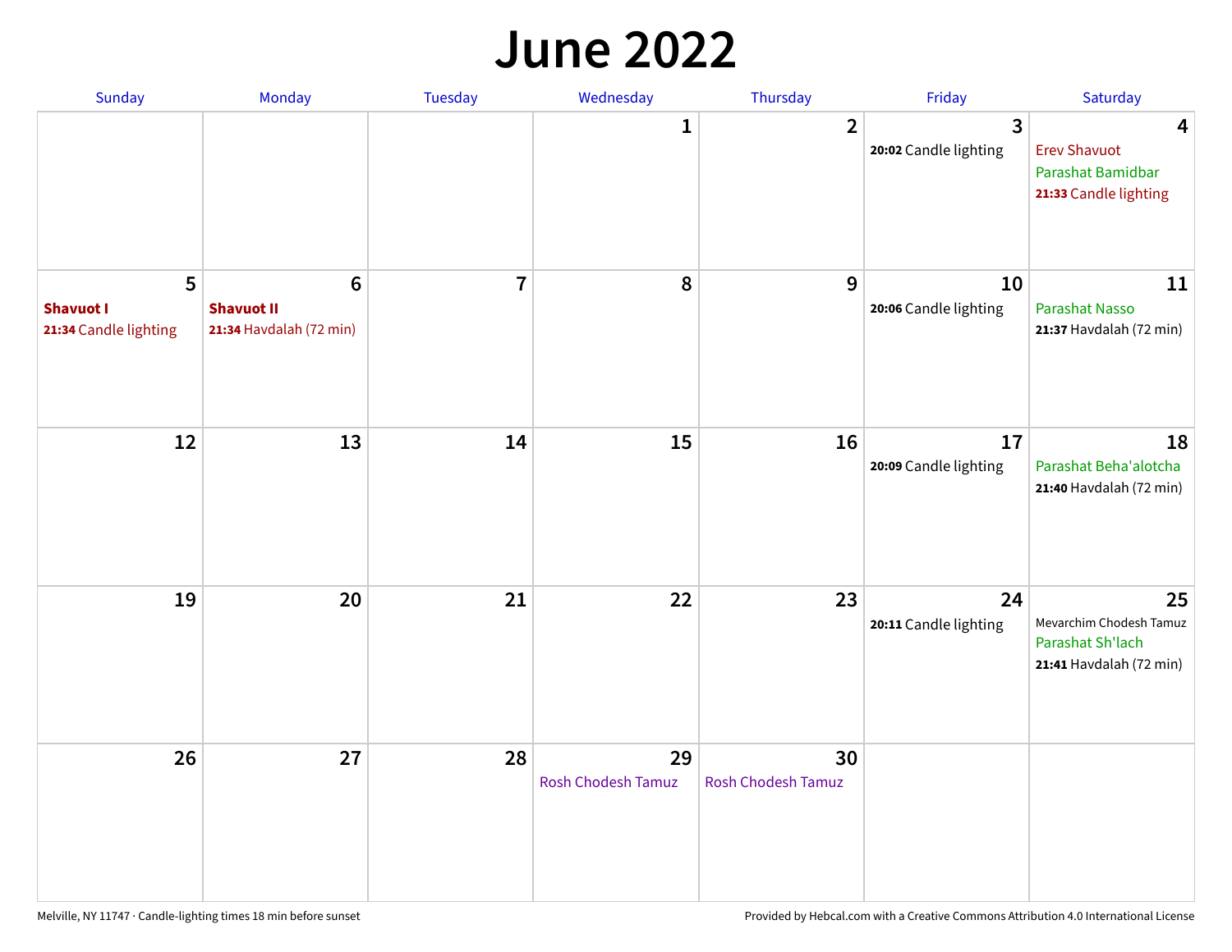# June 2022

| Sunday | Monday | Tuesday | Wednesday | Thursday | Friday | Saturday |
|---|---|---|---|---|---|---|
| | | | 1 | 2 | 3<br>**20:02** Candle lighting | 4<br>Erev Shavuot<br>Parashat Bamidbar<br>**21:33** Candle lighting |
| 5<br>**Shavuot I**<br>**21:34** Candle lighting | 6<br>**Shavuot II**<br>**21:34** Havdalah (72 min) | 7 | 8 | 9 | 10<br>**20:06** Candle lighting | 11<br>Parashat Nasso<br>**21:37** Havdalah (72 min) |
| 12 | 13 | 14 | 15 | 16 | 17<br>**20:09** Candle lighting | 18<br>Parashat Beha'alotcha<br>**21:40** Havdalah (72 min) |
| 19 | 20 | 21 | 22 | 23 | 24<br>**20:11** Candle lighting | 25<br>Mevarchim Chodesh Tamuz<br>Parashat Sh'lach<br>**21:41** Havdalah (72 min) |
| 26 | 27 | 28 | 29<br>Rosh Chodesh Tamuz | 30<br>Rosh Chodesh Tamuz | | |

Melville, NY 11747 · Candle-lighting times 18 min before sunset

Provided by Hebcal.com with a Creative Commons Attribution 4.0 International License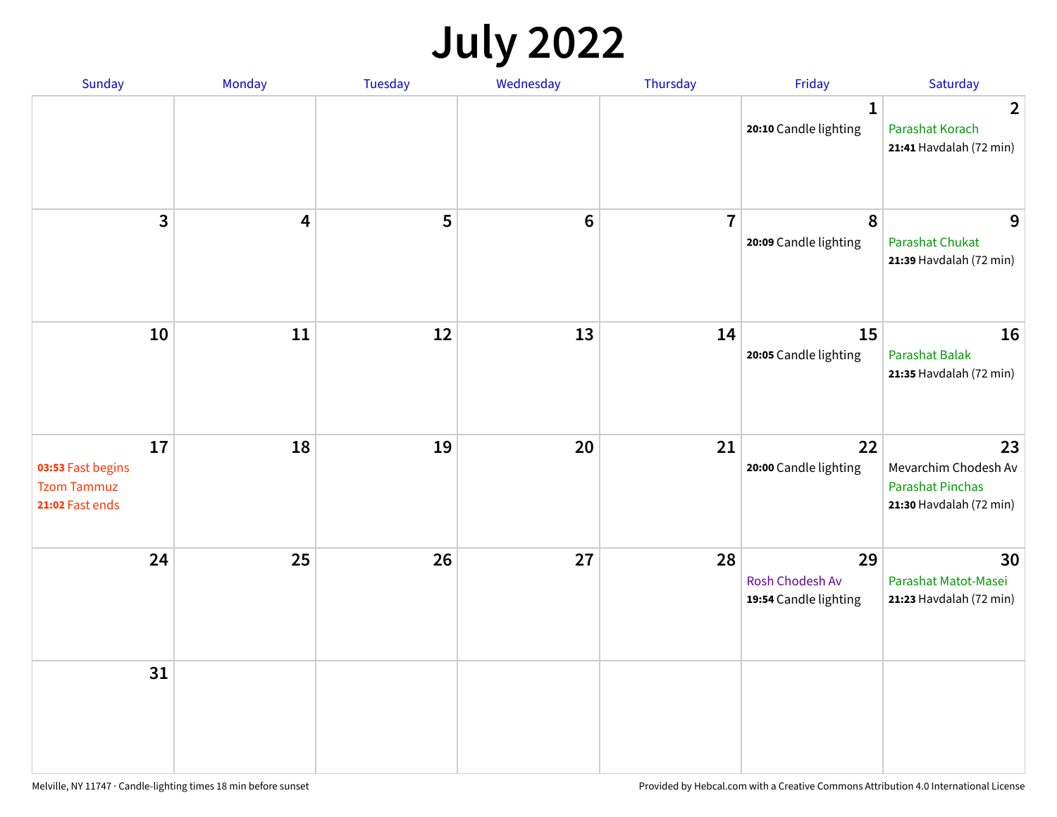# July 2022

| Sunday | Monday | Tuesday | Wednesday | Thursday | Friday | Saturday |
|---|---|---|---|---|---|---|
| | | | | | **1**<br>**20:10** Candle lighting | **2**<br>Parashat Korach<br>**21:41** Havdalah (72 min) |
| **3** | **4** | **5** | **6** | **7** | **8**<br>**20:09** Candle lighting | **9**<br>Parashat Chukat<br>**21:39** Havdalah (72 min) |
| **10** | **11** | **12** | **13** | **14** | **15**<br>**20:05** Candle lighting | **16**<br>Parashat Balak<br>**21:35** Havdalah (72 min) |
| **17**<br>**03:53** Fast begins<br>Tzom Tammuz<br>**21:02** Fast ends | **18** | **19** | **20** | **21** | **22**<br>**20:00** Candle lighting | **23**<br>Mevarchim Chodesh Av<br>Parashat Pinchas<br>**21:30** Havdalah (72 min) |
| **24** | **25** | **26** | **27** | **28** | **29**<br>Rosh Chodesh Av<br>**19:54** Candle lighting | **30**<br>Parashat Matot-Masei<br>**21:23** Havdalah (72 min) |
| **31** | | | | | | |

Melville, NY 11747 · Candle-lighting times 18 min before sunset

Provided by Hebcal.com with a Creative Commons Attribution 4.0 International License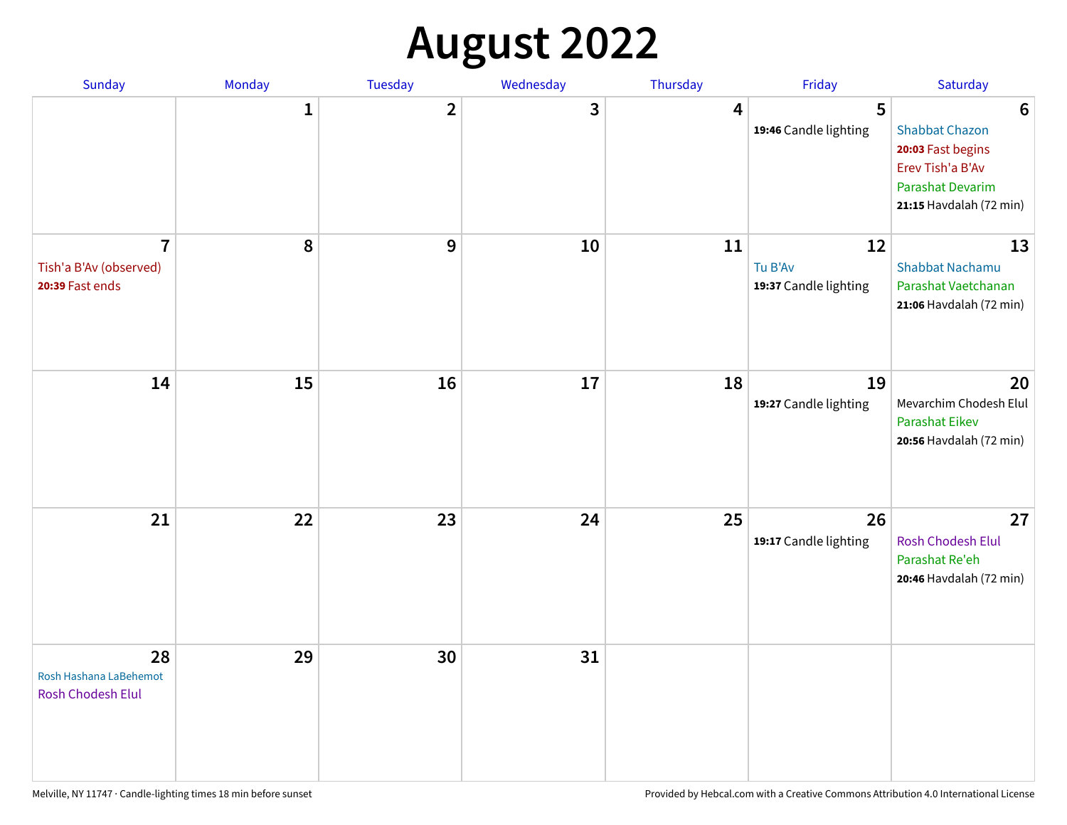# August 2022

| Sunday | Monday | Tuesday | Wednesday | Thursday | Friday | Saturday |
|---|---|---|---|---|---|---|
| | 1 | 2 | 3 | 4 | 5<br>**19:46** Candle lighting | 6<br>Shabbat Chazon<br>**20:03** Fast begins<br>Erev Tish'a B'Av<br>Parashat Devarim<br>**21:15** Havdalah (72 min) |
| 7<br>Tish'a B'Av (observed)<br>**20:39** Fast ends | 8 | 9 | 10 | 11 | 12<br>Tu B'Av<br>**19:37** Candle lighting | 13<br>Shabbat Nachamu<br>Parashat Vaetchanan<br>**21:06** Havdalah (72 min) |
| 14 | 15 | 16 | 17 | 18 | 19<br>**19:27** Candle lighting | 20<br>Mevarchim Chodesh Elul<br>Parashat Eikev<br>**20:56** Havdalah (72 min) |
| 21 | 22 | 23 | 24 | 25 | 26<br>**19:17** Candle lighting | 27<br>Rosh Chodesh Elul<br>Parashat Re'eh<br>**20:46** Havdalah (72 min) |
| 28<br>Rosh Hashana LaBehemot<br>Rosh Chodesh Elul | 29 | 30 | 31 | | | |

Melville, NY 11747 · Candle-lighting times 18 min before sunset

Provided by Hebcal.com with a Creative Commons Attribution 4.0 International License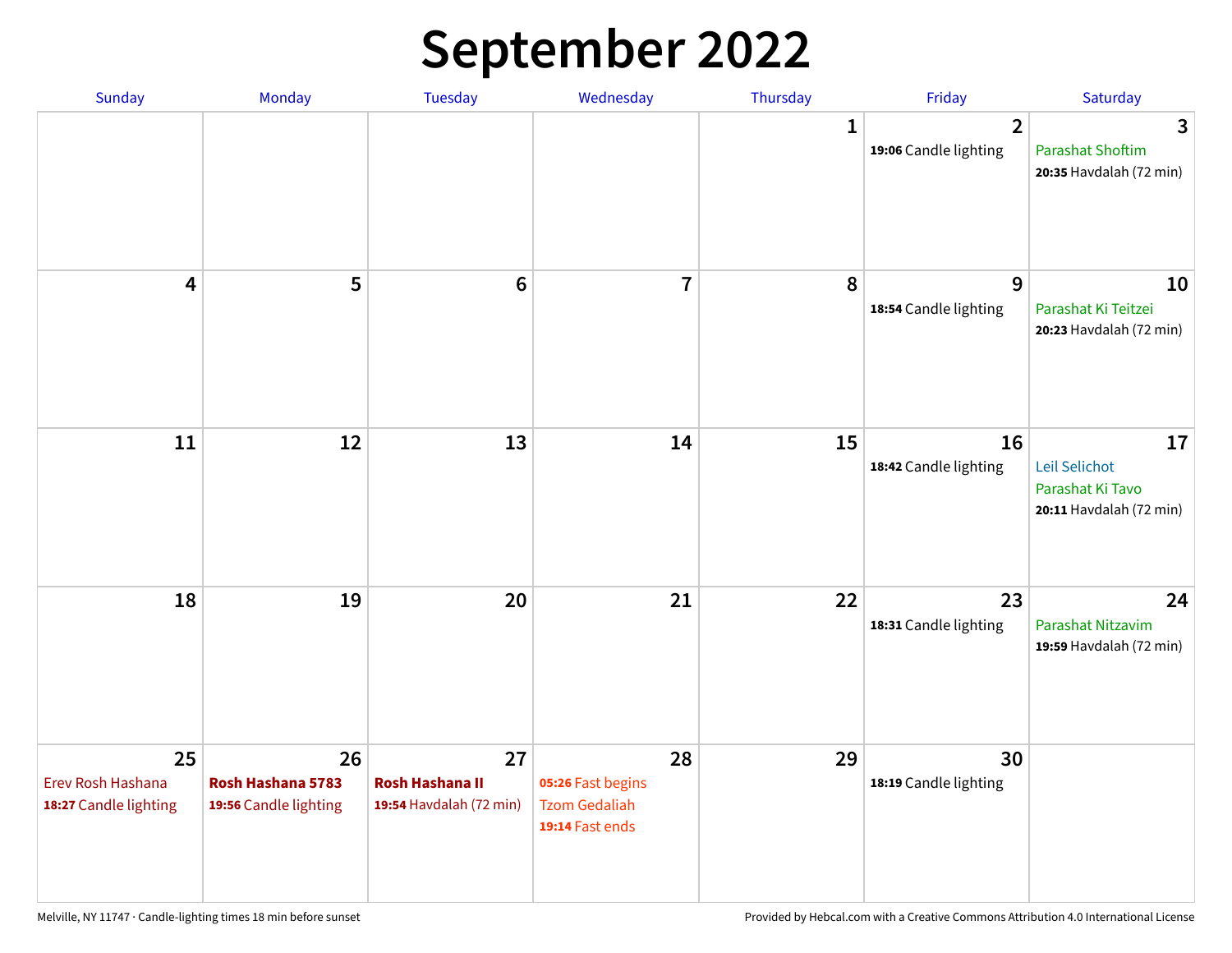# September 2022

| Sunday | Monday | Tuesday | Wednesday | Thursday | Friday | Saturday |
|---|---|---|---|---|---|---|
| | | | | 1 | 2<br>**19:06** Candle lighting | 3<br>Parashat Shoftim<br>**20:35** Havdalah (72 min) |
| 4 | 5 | 6 | 7 | 8 | 9<br>**18:54** Candle lighting | 10<br>Parashat Ki Teitzei<br>**20:23** Havdalah (72 min) |
| 11 | 12 | 13 | 14 | 15 | 16<br>**18:42** Candle lighting | 17<br>Leil Selichot<br>Parashat Ki Tavo<br>**20:11** Havdalah (72 min) |
| 18 | 19 | 20 | 21 | 22 | 23<br>**18:31** Candle lighting | 24<br>Parashat Nitzavim<br>**19:59** Havdalah (72 min) |
| 25<br>Erev Rosh Hashana<br>**18:27** Candle lighting | 26<br>**Rosh Hashana 5783**<br>**19:56** Candle lighting | 27<br>**Rosh Hashana II**<br>**19:54** Havdalah (72 min) | 28<br>**05:26** Fast begins<br>Tzom Gedaliah<br>**19:14** Fast ends | 29 | 30<br>**18:19** Candle lighting | |

Melville, NY 11747 · Candle-lighting times 18 min before sunset

Provided by Hebcal.com with a Creative Commons Attribution 4.0 International License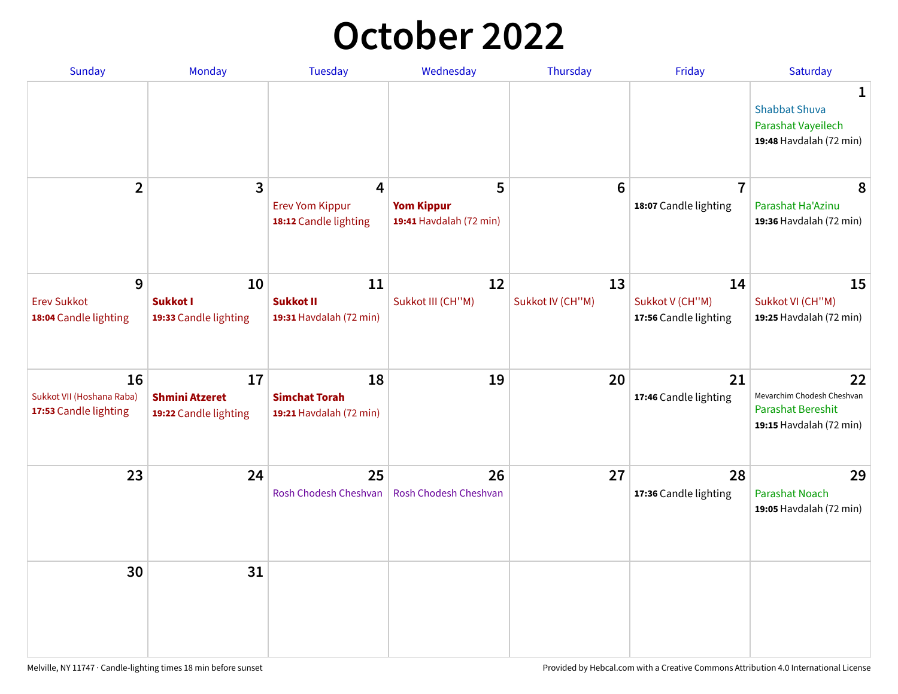# October 2022

| Sunday | Monday | Tuesday | Wednesday | Thursday | Friday | Saturday |
|---|---|---|---|---|---|---|
| | | | | | | 1<br>Shabbat Shuva<br>Parashat Vayeilech<br>**19:48** Havdalah (72 min) |
| 2 | 3 | 4<br>Erev Yom Kippur<br>**18:12** Candle lighting | 5<br>**Yom Kippur**<br>**19:41** Havdalah (72 min) | 6 | 7<br>**18:07** Candle lighting | 8<br>Parashat Ha'Azinu<br>**19:36** Havdalah (72 min) |
| 9<br>Erev Sukkot<br>**18:04** Candle lighting | 10<br>**Sukkot I**<br>**19:33** Candle lighting | 11<br>**Sukkot II**<br>**19:31** Havdalah (72 min) | 12<br>Sukkot III (CH''M) | 13<br>Sukkot IV (CH''M) | 14<br>Sukkot V (CH''M)<br>**17:56** Candle lighting | 15<br>Sukkot VI (CH''M)<br>**19:25** Havdalah (72 min) |
| 16<br>Sukkot VII (Hoshana Raba)<br>**17:53** Candle lighting | 17<br>**Shmini Atzeret**<br>**19:22** Candle lighting | 18<br>**Simchat Torah**<br>**19:21** Havdalah (72 min) | 19 | 20 | 21<br>**17:46** Candle lighting | 22<br>Mevarchim Chodesh Cheshvan<br>Parashat Bereshit<br>**19:15** Havdalah (72 min) |
| 23 | 24 | 25<br>Rosh Chodesh Cheshvan | 26<br>Rosh Chodesh Cheshvan | 27 | 28<br>**17:36** Candle lighting | 29<br>Parashat Noach<br>**19:05** Havdalah (72 min) |
| 30 | 31 | | | | | |

Melville, NY 11747 · Candle-lighting times 18 min before sunset

Provided by Hebcal.com with a Creative Commons Attribution 4.0 International License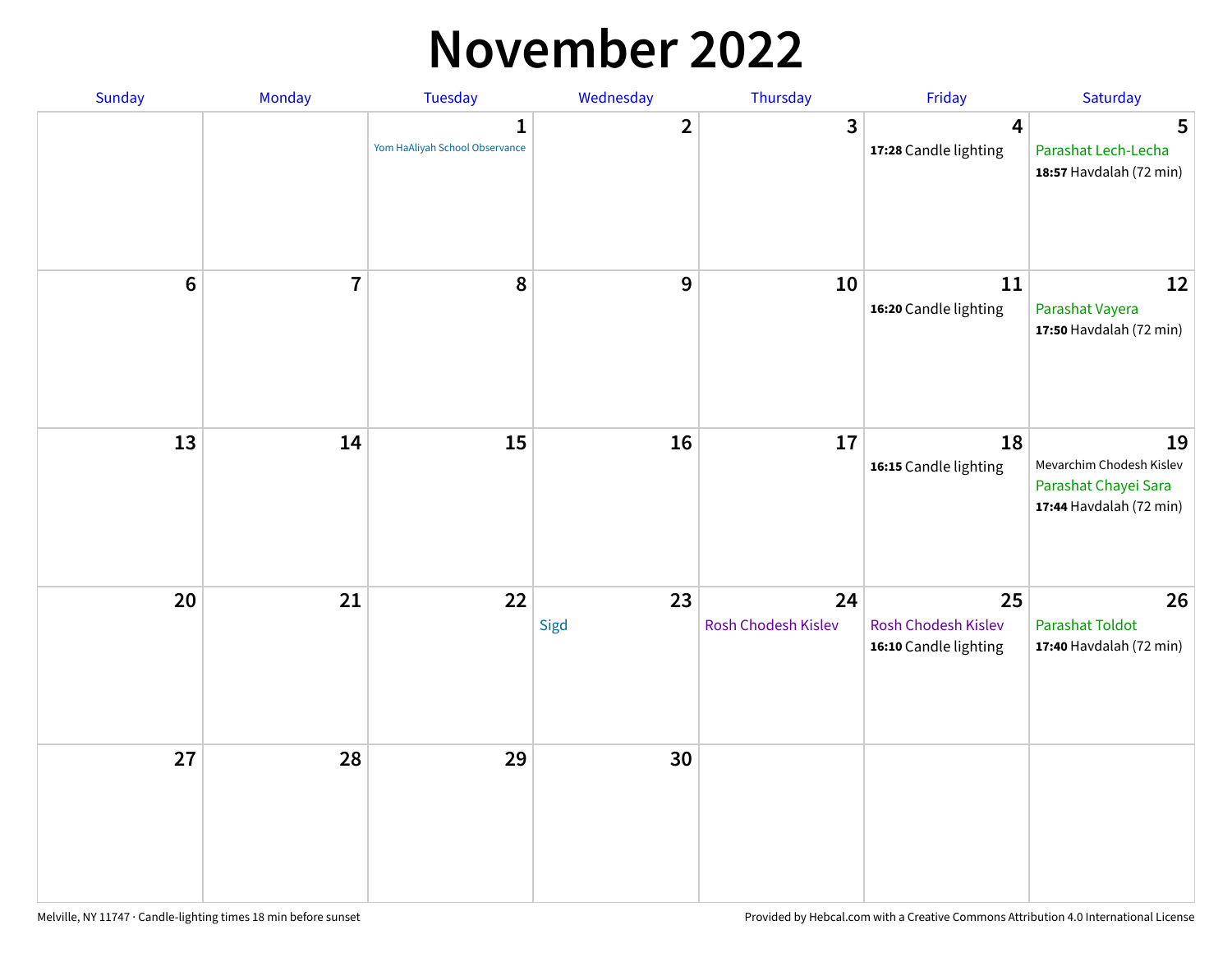# November 2022

| Sunday | Monday | Tuesday | Wednesday | Thursday | Friday | Saturday |
|---|---|---|---|---|---|---|
| | | **1**<br>Yom HaAliyah School Observance | **2** | **3** | **4**<br>**17:28** Candle lighting | **5**<br>Parashat Lech-Lecha<br>**18:57** Havdalah (72 min) |
| **6** | **7** | **8** | **9** | **10** | **11**<br>**16:20** Candle lighting | **12**<br>Parashat Vayera<br>**17:50** Havdalah (72 min) |
| **13** | **14** | **15** | **16** | **17** | **18**<br>**16:15** Candle lighting | **19**<br>Mevarchim Chodesh Kislev<br>Parashat Chayei Sara<br>**17:44** Havdalah (72 min) |
| **20** | **21** | **22** | **23**<br>Sigd | **24**<br>Rosh Chodesh Kislev | **25**<br>Rosh Chodesh Kislev<br>**16:10** Candle lighting | **26**<br>Parashat Toldot<br>**17:40** Havdalah (72 min) |
| **27** | **28** | **29** | **30** | | | |

Melville, NY 11747 · Candle-lighting times 18 min before sunset

Provided by Hebcal.com with a Creative Commons Attribution 4.0 International License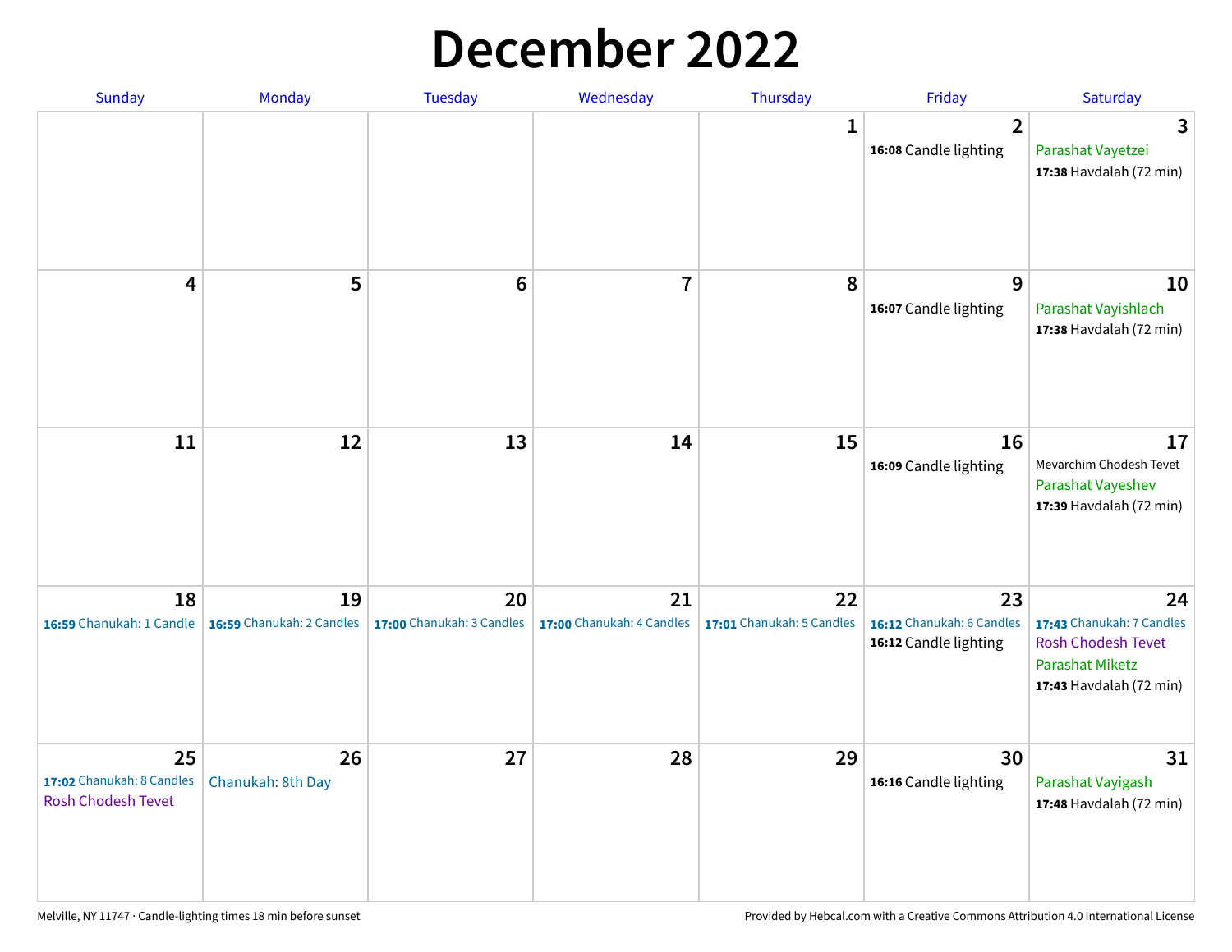# December 2022

| Sunday | Monday | Tuesday | Wednesday | Thursday | Friday | Saturday |
|---|---|---|---|---|---|---|
| | | | | 1 | 2<br>**16:08** Candle lighting | 3<br>Parashat Vayetzei<br>**17:38** Havdalah (72 min) |
| 4 | 5 | 6 | 7 | 8 | 9<br>**16:07** Candle lighting | 10<br>Parashat Vayishlach<br>**17:38** Havdalah (72 min) |
| 11 | 12 | 13 | 14 | 15 | 16<br>**16:09** Candle lighting | 17<br>Mevarchim Chodesh Tevet<br>Parashat Vayeshev<br>**17:39** Havdalah (72 min) |
| 18<br>**16:59** Chanukah: 1 Candle | 19<br>**16:59** Chanukah: 2 Candles | 20<br>**17:00** Chanukah: 3 Candles | 21<br>**17:00** Chanukah: 4 Candles | 22<br>**17:01** Chanukah: 5 Candles | 23<br>**16:12** Chanukah: 6 Candles<br>**16:12** Candle lighting | 24<br>**17:43** Chanukah: 7 Candles<br>Rosh Chodesh Tevet<br>Parashat Miketz<br>**17:43** Havdalah (72 min) |
| 25<br>**17:02** Chanukah: 8 Candles<br>Rosh Chodesh Tevet | 26<br>Chanukah: 8th Day | 27 | 28 | 29 | 30<br>**16:16** Candle lighting | 31<br>Parashat Vayigash<br>**17:48** Havdalah (72 min) |

Melville, NY 11747 · Candle-lighting times 18 min before sunset

Provided by Hebcal.com with a Creative Commons Attribution 4.0 International License